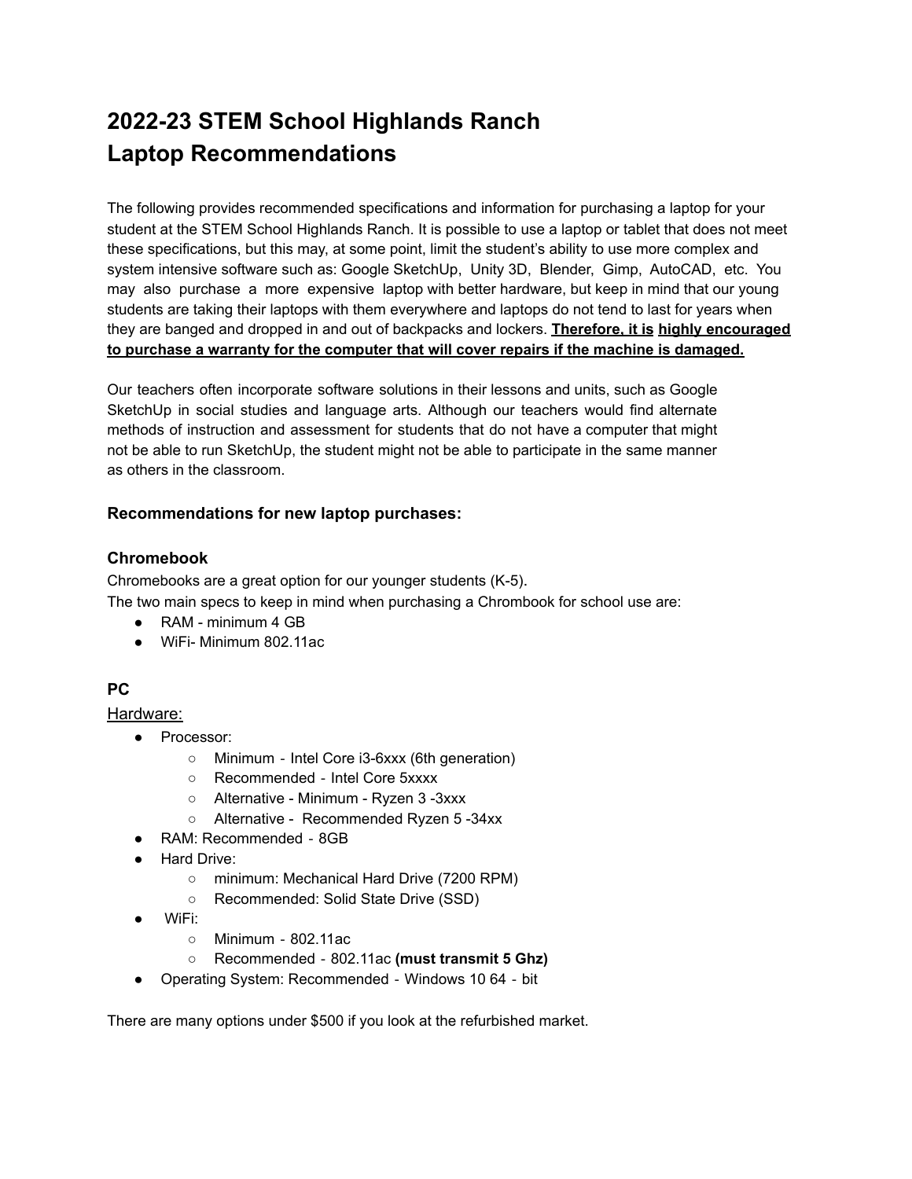# 2022-23 STEM School Highlands Ranch Laptop Recommendations

The following provides recommended specifications and information for purchasing a laptop for your student at the STEM School Highlands Ranch. It is possible to use a laptop or tablet that does not meet these specifications, but this may, at some point, limit the student's ability to use more complex and system intensive software such as: Google SketchUp, Unity 3D, Blender, Gimp, AutoCAD, etc. You may also purchase a more expensive laptop with better hardware, but keep in mind that our young students are taking their laptops with them everywhere and laptops do not tend to last for years when they are banged and dropped in and out of backpacks and lockers. **Therefore, it is highly encouraged to purchase a warranty for the computer that will cover repairs if the machine is damaged.**

Our teachers often incorporate software solutions in their lessons and units, such as Google SketchUp in social studies and language arts. Although our teachers would find alternate methods of instruction and assessment for students that do not have a computer that might not be able to run SketchUp, the student might not be able to participate in the same manner as others in the classroom.

### Recommendations for new laptop purchases:

### Chromebook

Chromebooks are a great option for our younger students (K-5).
The two main specs to keep in mind when purchasing a Chrombook for school use are:

- RAM - minimum 4 GB
- WiFi- Minimum 802.11ac

### PC

Hardware:

- Processor:
  - Minimum - Intel Core i3-6xxx (6th generation)
  - Recommended - Intel Core 5xxxx
  - Alternative - Minimum - Ryzen 3 -3xxx
  - Alternative - Recommended Ryzen 5 -34xx
- RAM: Recommended - 8GB
- Hard Drive:
  - minimum: Mechanical Hard Drive (7200 RPM)
  - Recommended: Solid State Drive (SSD)
- WiFi:
  - Minimum - 802.11ac
  - Recommended - 802.11ac **(must transmit 5 Ghz)**
- Operating System: Recommended - Windows 10 64 - bit

There are many options under $500 if you look at the refurbished market.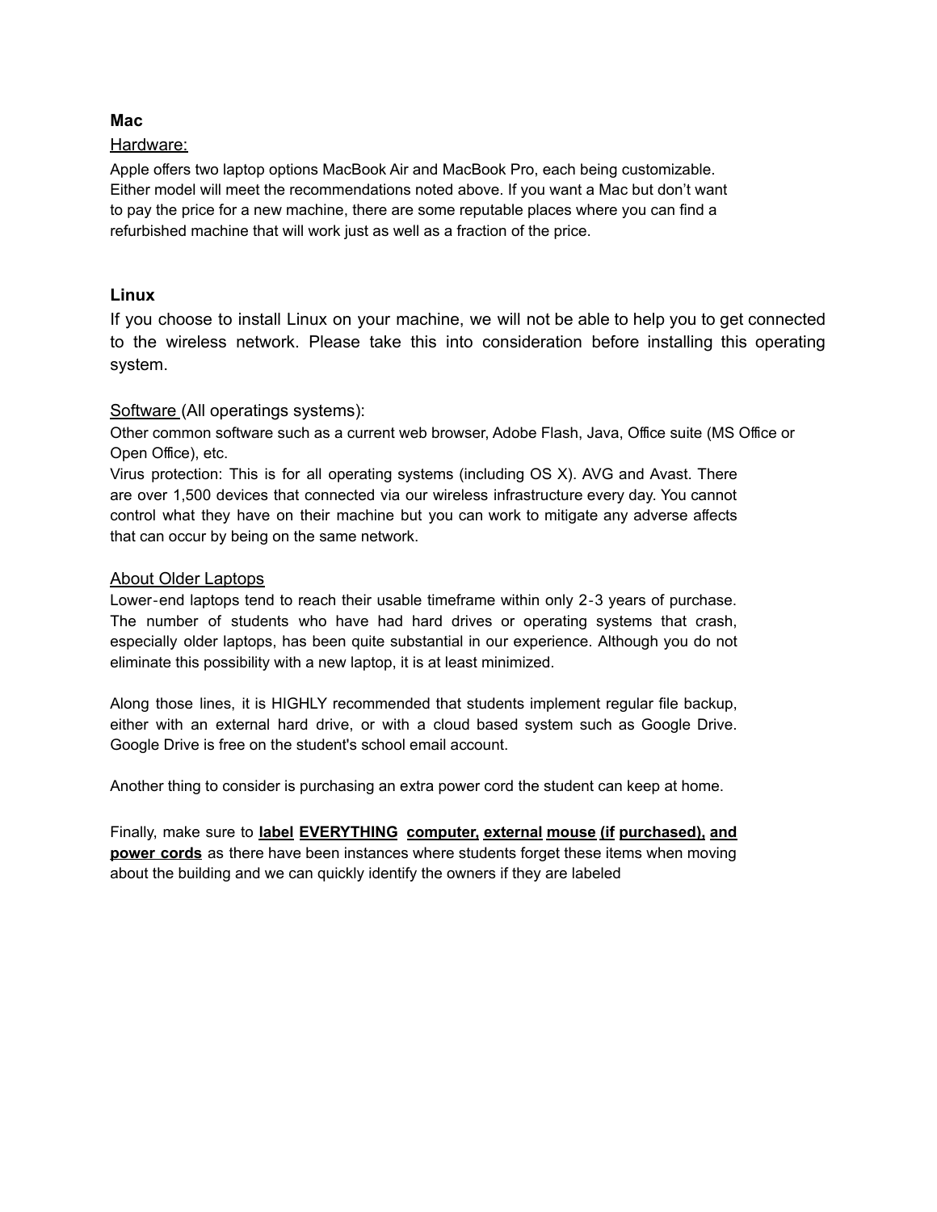**Mac**

Hardware:

Apple offers two laptop options MacBook Air and MacBook Pro, each being customizable. Either model will meet the recommendations noted above. If you want a Mac but don't want to pay the price for a new machine, there are some reputable places where you can find a refurbished machine that will work just as well as a fraction of the price.

**Linux**

If you choose to install Linux on your machine, we will not be able to help you to get connected to the wireless network. Please take this into consideration before installing this operating system.

Software (All operatings systems):

Other common software such as a current web browser, Adobe Flash, Java, Office suite (MS Office or Open Office), etc.

Virus protection: This is for all operating systems (including OS X). AVG and Avast. There are over 1,500 devices that connected via our wireless infrastructure every day. You cannot control what they have on their machine but you can work to mitigate any adverse affects that can occur by being on the same network.

About Older Laptops

Lower-end laptops tend to reach their usable timeframe within only 2-3 years of purchase. The number of students who have had hard drives or operating systems that crash, especially older laptops, has been quite substantial in our experience. Although you do not eliminate this possibility with a new laptop, it is at least minimized.

Along those lines, it is HIGHLY recommended that students implement regular file backup, either with an external hard drive, or with a cloud based system such as Google Drive. Google Drive is free on the student's school email account.

Another thing to consider is purchasing an extra power cord the student can keep at home.

Finally, make sure to **label EVERYTHING computer, external mouse (if purchased), and power cords** as there have been instances where students forget these items when moving about the building and we can quickly identify the owners if they are labeled